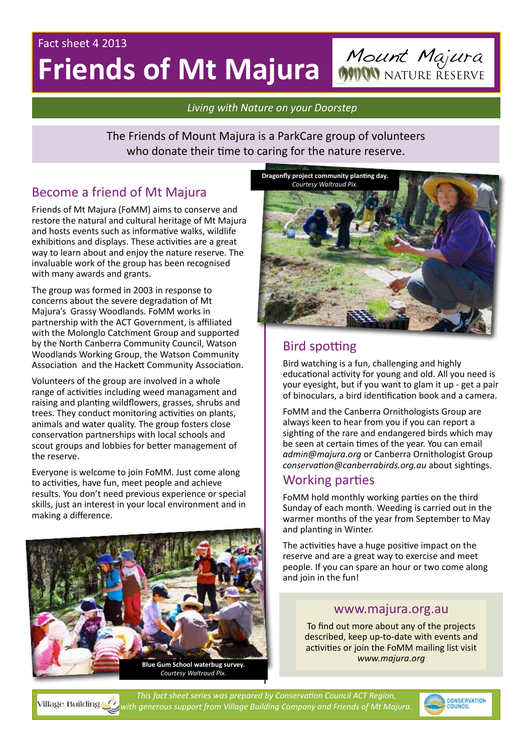Fact sheet 4 2013

# Friends of Mt Majura

Mount Majura NATURE RESERVE

*Living with Nature on your Doorstep*

The Friends of Mount Majura is a ParkCare group of volunteers who donate their time to caring for the nature reserve.

## Become a friend of Mt Majura

Friends of Mt Majura (FoMM) aims to conserve and restore the natural and cultural heritage of Mt Majura and hosts events such as informative walks, wildlife exhibitions and displays. These activities are a great way to learn about and enjoy the nature reserve. The invaluable work of the group has been recognised with many awards and grants.

The group was formed in 2003 in response to concerns about the severe degradation of Mt Majura's Grassy Woodlands. FoMM works in partnership with the ACT Government, is affiliated with the Molonglo Catchment Group and supported by the North Canberra Community Council, Watson Woodlands Working Group, the Watson Community Association and the Hackett Community Association.

Volunteers of the group are involved in a whole range of activities including weed managament and raising and planting wildflowers, grasses, shrubs and trees. They conduct monitoring activities on plants, animals and water quality. The group fosters close conservation partnerships with local schools and scout groups and lobbies for better management of the reserve.

Everyone is welcome to join FoMM. Just come along to activities, have fun, meet people and achieve results. You don't need previous experience or special skills, just an interest in your local environment and in making a difference.

**Blue Gum School waterbug survey.**
*Courtesy Waltraud Pix.*

**Dragonfly project community planting day.**
*Courtesy Waltraud Pix.*

## Bird spotting

Bird watching is a fun, challenging and highly educational activity for young and old. All you need is your eyesight, but if you want to glam it up - get a pair of binoculars, a bird identification book and a camera.

FoMM and the Canberra Ornithologists Group are always keen to hear from you if you can report a sighting of the rare and endangered birds which may be seen at certain times of the year. You can email *admin@majura.org* or Canberra Ornithologist Group *conservation@canberrabirds.org.au* about sightings.

## Working parties

FoMM hold monthly working parties on the third Sunday of each month. Weeding is carried out in the warmer months of the year from September to May and planting in Winter.

The activities have a huge positive impact on the reserve and are a great way to exercise and meet people. If you can spare an hour or two come along and join in the fun!

### www.majura.org.au

To find out more about any of the projects described, keep up-to-date with events and activities or join the FoMM mailing list visit *www.majura.org*

*This fact sheet series was prepared by Conservation Council ACT Region, with generous support from Village Building Company and Friends of Mt Majura.*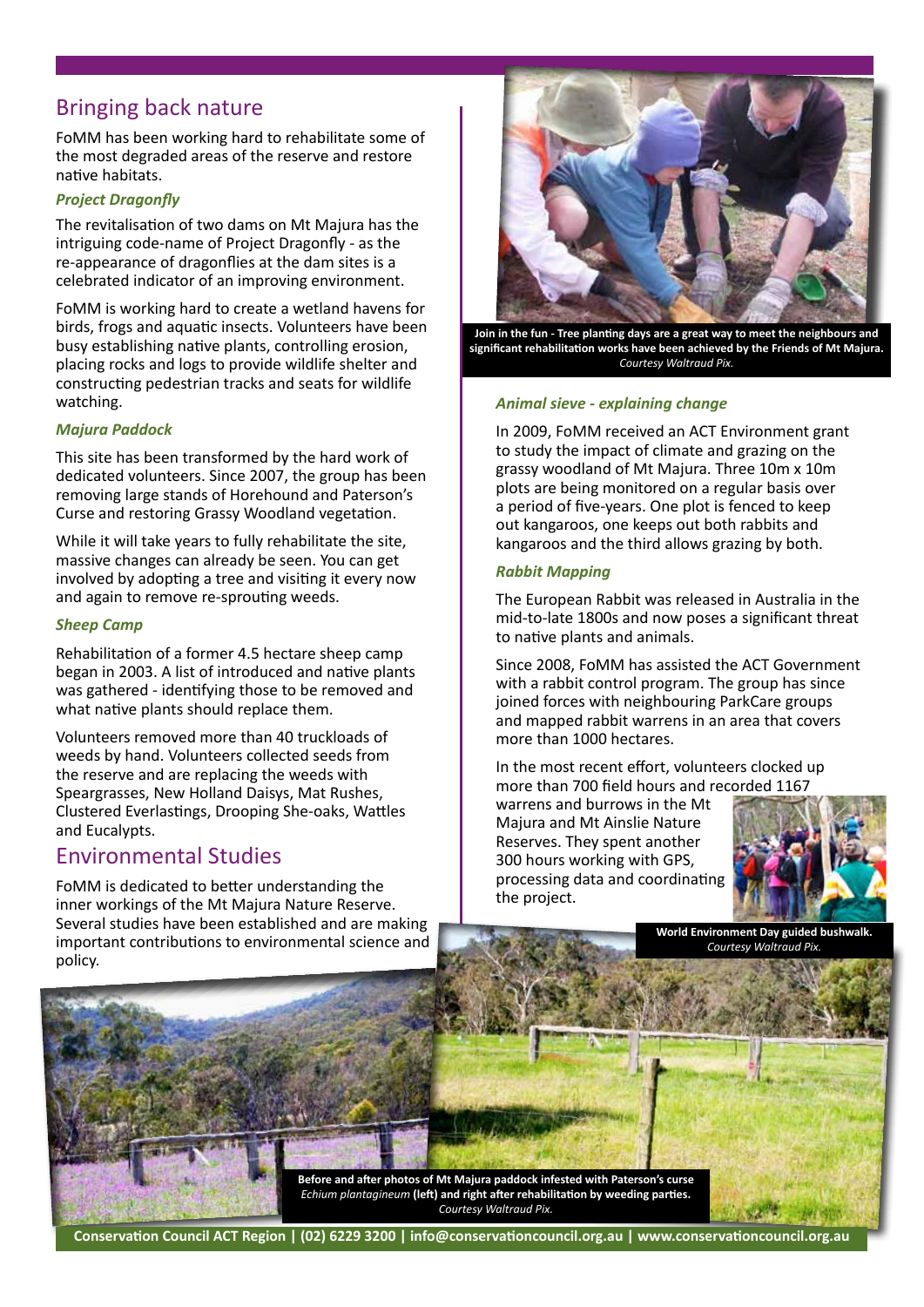## Bringing back nature

FoMM has been working hard to rehabilitate some of the most degraded areas of the reserve and restore native habitats.

### *Project Dragonfly*

The revitalisation of two dams on Mt Majura has the intriguing code-name of Project Dragonfly - as the re-appearance of dragonflies at the dam sites is a celebrated indicator of an improving environment.

FoMM is working hard to create a wetland havens for birds, frogs and aquatic insects. Volunteers have been busy establishing native plants, controlling erosion, placing rocks and logs to provide wildlife shelter and constructing pedestrian tracks and seats for wildlife watching.

### *Majura Paddock*

This site has been transformed by the hard work of dedicated volunteers. Since 2007, the group has been removing large stands of Horehound and Paterson's Curse and restoring Grassy Woodland vegetation.

While it will take years to fully rehabilitate the site, massive changes can already be seen. You can get involved by adopting a tree and visiting it every now and again to remove re-sprouting weeds.

### *Sheep Camp*

Rehabilitation of a former 4.5 hectare sheep camp began in 2003. A list of introduced and native plants was gathered - identifying those to be removed and what native plants should replace them.

Volunteers removed more than 40 truckloads of weeds by hand. Volunteers collected seeds from the reserve and are replacing the weeds with Speargrasses, New Holland Daisys, Mat Rushes, Clustered Everlastings, Drooping She-oaks, Wattles and Eucalypts.

## Environmental Studies

FoMM is dedicated to better understanding the inner workings of the Mt Majura Nature Reserve. Several studies have been established and are making important contributions to environmental science and policy.

**Join in the fun - Tree planting days are a great way to meet the neighbours and significant rehabilitation works have been achieved by the Friends of Mt Majura.**
*Courtesy Waltraud Pix.*

### *Animal sieve - explaining change*

In 2009, FoMM received an ACT Environment grant to study the impact of climate and grazing on the grassy woodland of Mt Majura. Three 10m x 10m plots are being monitored on a regular basis over a period of five-years. One plot is fenced to keep out kangaroos, one keeps out both rabbits and kangaroos and the third allows grazing by both.

### *Rabbit Mapping*

The European Rabbit was released in Australia in the mid-to-late 1800s and now poses a significant threat to native plants and animals.

Since 2008, FoMM has assisted the ACT Government with a rabbit control program. The group has since joined forces with neighbouring ParkCare groups and mapped rabbit warrens in an area that covers more than 1000 hectares.

In the most recent effort, volunteers clocked up more than 700 field hours and recorded 1167 warrens and burrows in the Mt Majura and Mt Ainslie Nature Reserves. They spent another 300 hours working with GPS, processing data and coordinating the project.

**World Environment Day guided bushwalk.**
*Courtesy Waltraud Pix.*

**Before and after photos of Mt Majura paddock infested with Paterson's curse** *Echium plantagineum* **(left) and right after rehabilitation by weeding parties.**
*Courtesy Waltraud Pix.*

**Conservation Council ACT Region | (02) 6229 3200 | info@conservationcouncil.org.au | www.conservationcouncil.org.au**